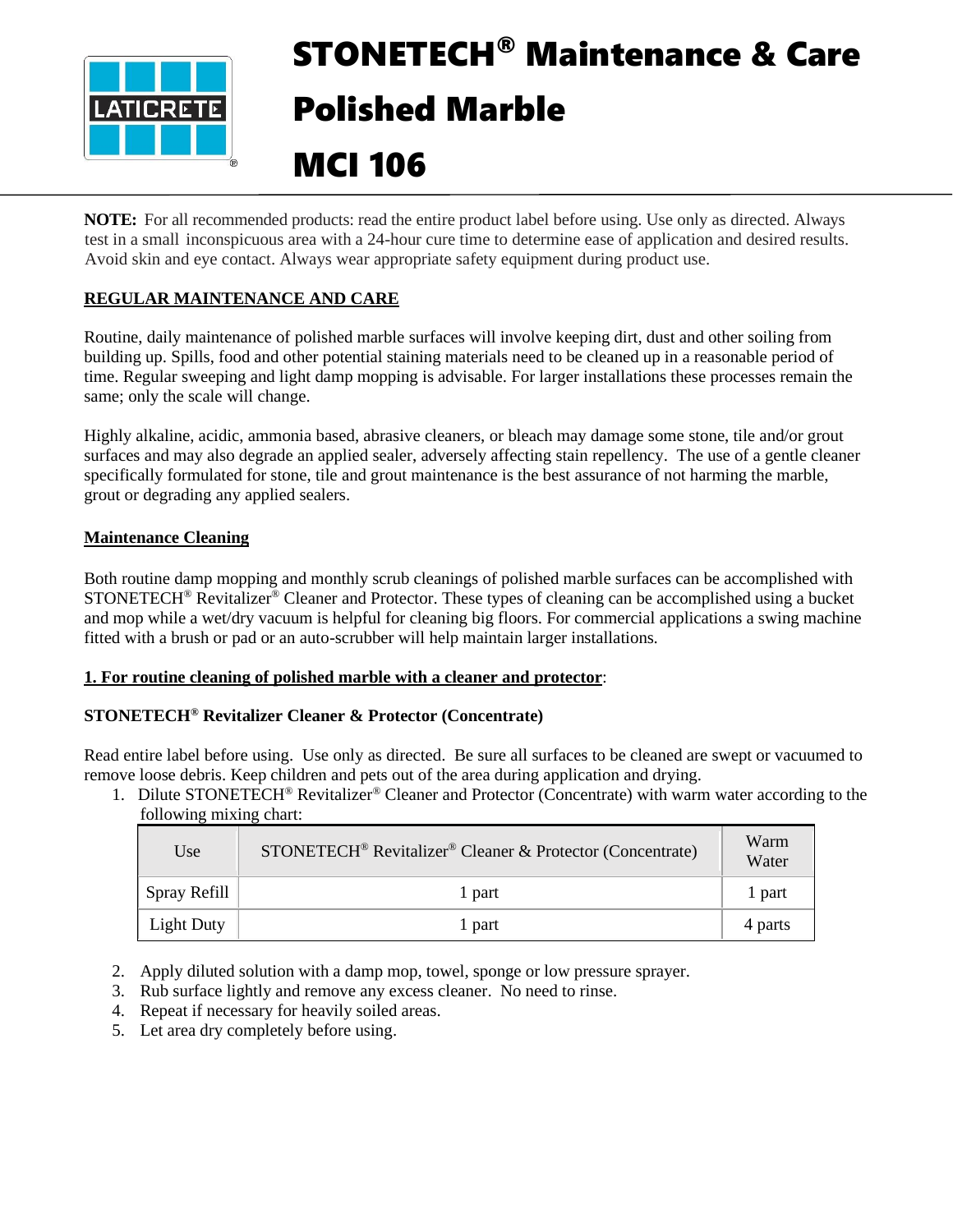# STONETECH® Maintenance & Care

# Polished Marble

# MCI 106

**NOTE:** For all recommended products: read the entire product label before using. Use only as directed. Always test in a small inconspicuous area with a 24-hour cure time to determine ease of application and desired results. Avoid skin and eye contact. Always wear appropriate safety equipment during product use.

## REGULAR MAINTENANCE AND CARE

Routine, daily maintenance of polished marble surfaces will involve keeping dirt, dust and other soiling from building up. Spills, food and other potential staining materials need to be cleaned up in a reasonable period of time. Regular sweeping and light damp mopping is advisable. For larger installations these processes remain the same; only the scale will change.

Highly alkaline, acidic, ammonia based, abrasive cleaners, or bleach may damage some stone, tile and/or grout surfaces and may also degrade an applied sealer, adversely affecting stain repellency. The use of a gentle cleaner specifically formulated for stone, tile and grout maintenance is the best assurance of not harming the marble, grout or degrading any applied sealers.

### Maintenance Cleaning

Both routine damp mopping and monthly scrub cleanings of polished marble surfaces can be accomplished with STONETECH® Revitalizer® Cleaner and Protector. These types of cleaning can be accomplished using a bucket and mop while a wet/dry vacuum is helpful for cleaning big floors. For commercial applications a swing machine fitted with a brush or pad or an auto-scrubber will help maintain larger installations.

**1. For routine cleaning of polished marble with a cleaner and protector**:

**STONETECH® Revitalizer Cleaner & Protector (Concentrate)**

Read entire label before using. Use only as directed. Be sure all surfaces to be cleaned are swept or vacuumed to remove loose debris. Keep children and pets out of the area during application and drying.

1. Dilute STONETECH® Revitalizer® Cleaner and Protector (Concentrate) with warm water according to the following mixing chart:

| Use | STONETECH® Revitalizer® Cleaner & Protector (Concentrate) | Warm Water |
|---|---|---|
| Spray Refill | 1 part | 1 part |
| Light Duty | 1 part | 4 parts |

2. Apply diluted solution with a damp mop, towel, sponge or low pressure sprayer.
3. Rub surface lightly and remove any excess cleaner. No need to rinse.
4. Repeat if necessary for heavily soiled areas.
5. Let area dry completely before using.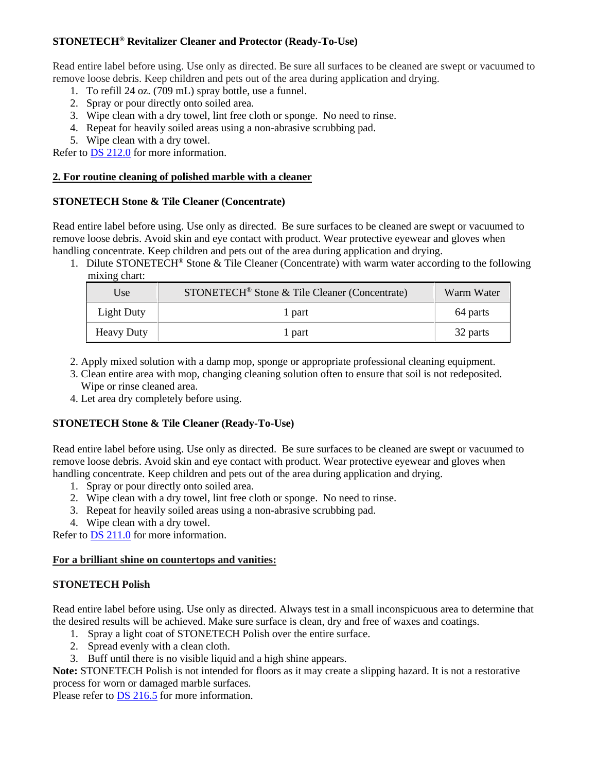**STONETECH® Revitalizer Cleaner and Protector (Ready-To-Use)**

Read entire label before using. Use only as directed. Be sure all surfaces to be cleaned are swept or vacuumed to remove loose debris. Keep children and pets out of the area during application and drying.

1. To refill 24 oz. (709 mL) spray bottle, use a funnel.
2. Spray or pour directly onto soiled area.
3. Wipe clean with a dry towel, lint free cloth or sponge. No need to rinse.
4. Repeat for heavily soiled areas using a non-abrasive scrubbing pad.
5. Wipe clean with a dry towel.

Refer to DS 212.0 for more information.

**2. For routine cleaning of polished marble with a cleaner**

**STONETECH Stone & Tile Cleaner (Concentrate)**

Read entire label before using. Use only as directed. Be sure surfaces to be cleaned are swept or vacuumed to remove loose debris. Avoid skin and eye contact with product. Wear protective eyewear and gloves when handling concentrate. Keep children and pets out of the area during application and drying.

1. Dilute STONETECH® Stone & Tile Cleaner (Concentrate) with warm water according to the following mixing chart:

| Use | STONETECH® Stone & Tile Cleaner (Concentrate) | Warm Water |
|---|---|---|
| Light Duty | 1 part | 64 parts |
| Heavy Duty | 1 part | 32 parts |

2. Apply mixed solution with a damp mop, sponge or appropriate professional cleaning equipment.
3. Clean entire area with mop, changing cleaning solution often to ensure that soil is not redeposited. Wipe or rinse cleaned area.
4. Let area dry completely before using.

**STONETECH Stone & Tile Cleaner (Ready-To-Use)**

Read entire label before using. Use only as directed. Be sure surfaces to be cleaned are swept or vacuumed to remove loose debris. Avoid skin and eye contact with product. Wear protective eyewear and gloves when handling concentrate. Keep children and pets out of the area during application and drying.

1. Spray or pour directly onto soiled area.
2. Wipe clean with a dry towel, lint free cloth or sponge. No need to rinse.
3. Repeat for heavily soiled areas using a non-abrasive scrubbing pad.
4. Wipe clean with a dry towel.

Refer to DS 211.0 for more information.

**For a brilliant shine on countertops and vanities:**

**STONETECH Polish**

Read entire label before using. Use only as directed. Always test in a small inconspicuous area to determine that the desired results will be achieved. Make sure surface is clean, dry and free of waxes and coatings.

1. Spray a light coat of STONETECH Polish over the entire surface.
2. Spread evenly with a clean cloth.
3. Buff until there is no visible liquid and a high shine appears.

**Note:** STONETECH Polish is not intended for floors as it may create a slipping hazard. It is not a restorative process for worn or damaged marble surfaces.

Please refer to DS 216.5 for more information.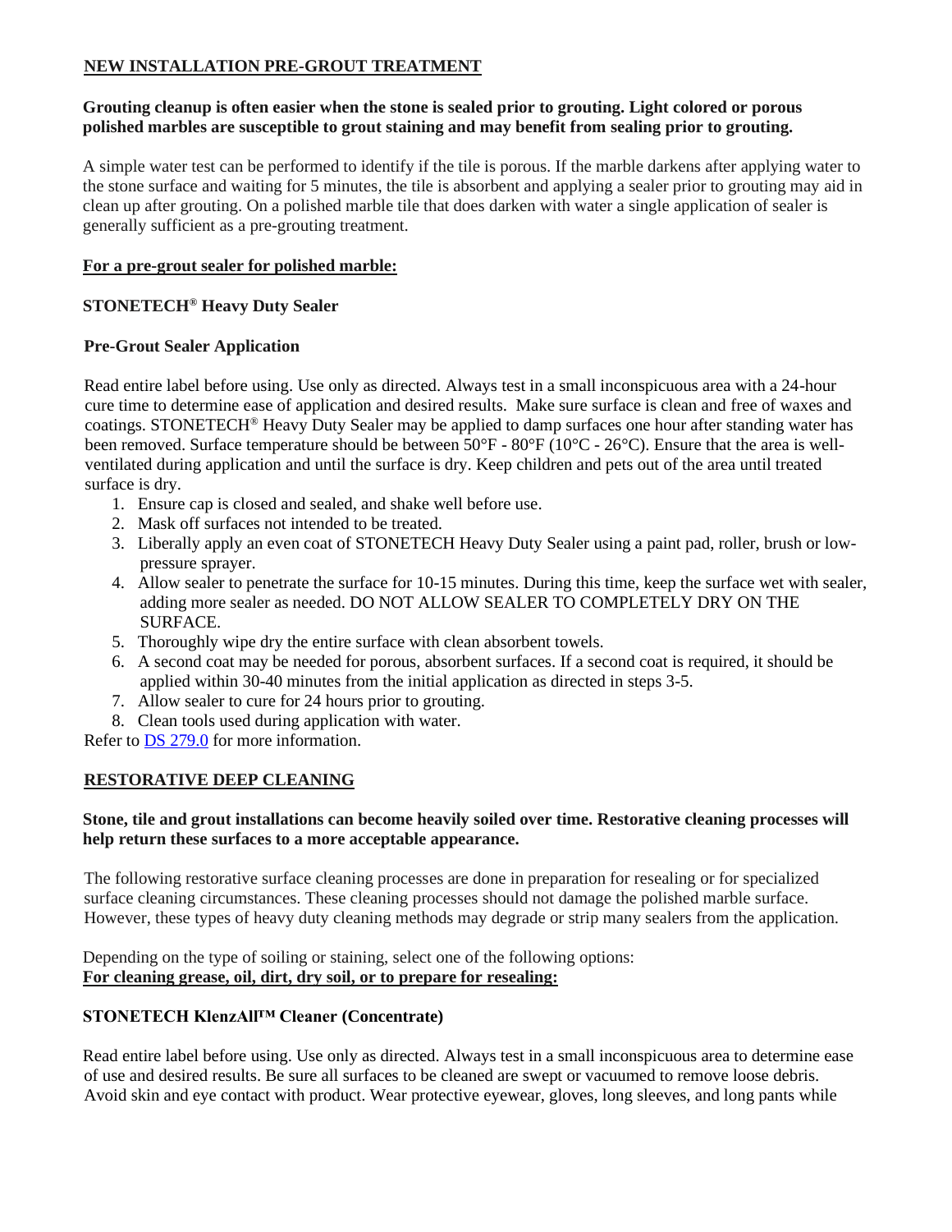## NEW INSTALLATION PRE-GROUT TREATMENT

**Grouting cleanup is often easier when the stone is sealed prior to grouting. Light colored or porous polished marbles are susceptible to grout staining and may benefit from sealing prior to grouting.**

A simple water test can be performed to identify if the tile is porous. If the marble darkens after applying water to the stone surface and waiting for 5 minutes, the tile is absorbent and applying a sealer prior to grouting may aid in clean up after grouting. On a polished marble tile that does darken with water a single application of sealer is generally sufficient as a pre-grouting treatment.

**For a pre-grout sealer for polished marble:**

### STONETECH® Heavy Duty Sealer

**Pre-Grout Sealer Application**

Read entire label before using. Use only as directed. Always test in a small inconspicuous area with a 24-hour cure time to determine ease of application and desired results. Make sure surface is clean and free of waxes and coatings. STONETECH® Heavy Duty Sealer may be applied to damp surfaces one hour after standing water has been removed. Surface temperature should be between 50°F - 80°F (10°C - 26°C). Ensure that the area is well-ventilated during application and until the surface is dry. Keep children and pets out of the area until treated surface is dry.

1. Ensure cap is closed and sealed, and shake well before use.
2. Mask off surfaces not intended to be treated.
3. Liberally apply an even coat of STONETECH Heavy Duty Sealer using a paint pad, roller, brush or low-pressure sprayer.
4. Allow sealer to penetrate the surface for 10-15 minutes. During this time, keep the surface wet with sealer, adding more sealer as needed. DO NOT ALLOW SEALER TO COMPLETELY DRY ON THE SURFACE.
5. Thoroughly wipe dry the entire surface with clean absorbent towels.
6. A second coat may be needed for porous, absorbent surfaces. If a second coat is required, it should be applied within 30-40 minutes from the initial application as directed in steps 3-5.
7. Allow sealer to cure for 24 hours prior to grouting.
8. Clean tools used during application with water.

Refer to DS 279.0 for more information.

## RESTORATIVE DEEP CLEANING

**Stone, tile and grout installations can become heavily soiled over time. Restorative cleaning processes will help return these surfaces to a more acceptable appearance.**

The following restorative surface cleaning processes are done in preparation for resealing or for specialized surface cleaning circumstances. These cleaning processes should not damage the polished marble surface. However, these types of heavy duty cleaning methods may degrade or strip many sealers from the application.

Depending on the type of soiling or staining, select one of the following options:
**For cleaning grease, oil, dirt, dry soil, or to prepare for resealing:**

### STONETECH KlenzAll™ Cleaner (Concentrate)

Read entire label before using. Use only as directed. Always test in a small inconspicuous area to determine ease of use and desired results. Be sure all surfaces to be cleaned are swept or vacuumed to remove loose debris. Avoid skin and eye contact with product. Wear protective eyewear, gloves, long sleeves, and long pants while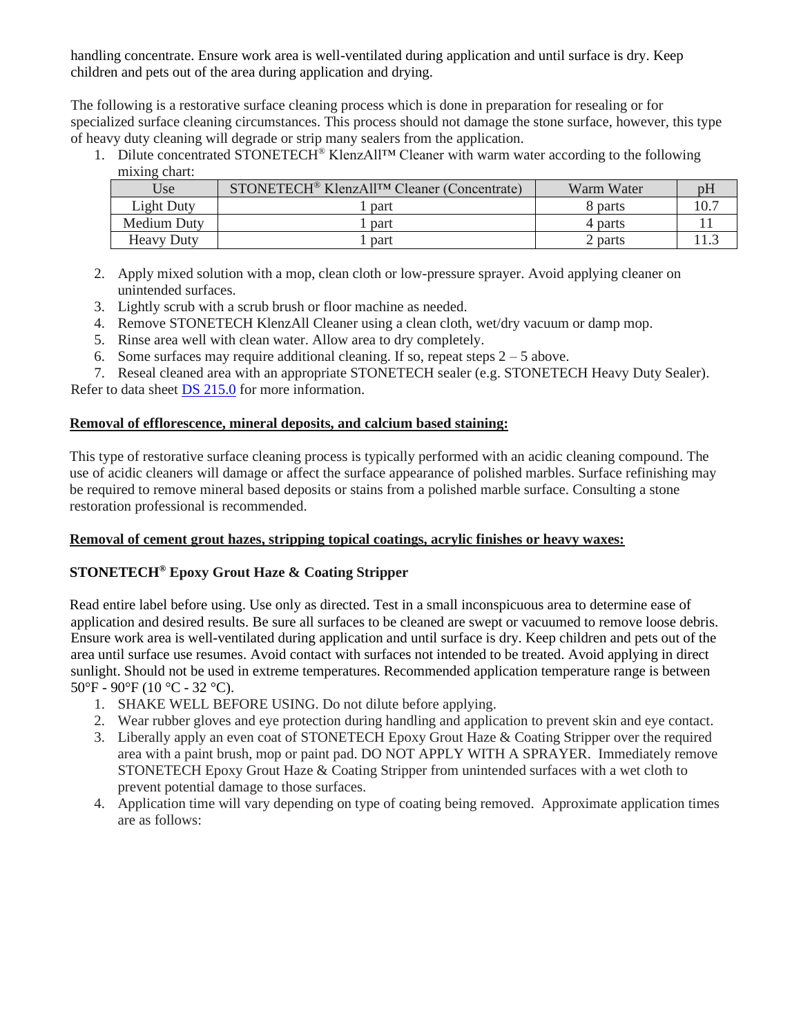handling concentrate. Ensure work area is well-ventilated during application and until surface is dry. Keep children and pets out of the area during application and drying.

The following is a restorative surface cleaning process which is done in preparation for resealing or for specialized surface cleaning circumstances. This process should not damage the stone surface, however, this type of heavy duty cleaning will degrade or strip many sealers from the application.

1. Dilute concentrated STONETECH® KlenzAll™ Cleaner with warm water according to the following mixing chart:

| Use | STONETECH® KlenzAll™ Cleaner (Concentrate) | Warm Water | pH |
|---|---|---|---|
| Light Duty | 1 part | 8 parts | 10.7 |
| Medium Duty | 1 part | 4 parts | 11 |
| Heavy Duty | 1 part | 2 parts | 11.3 |

2. Apply mixed solution with a mop, clean cloth or low-pressure sprayer. Avoid applying cleaner on unintended surfaces.
3. Lightly scrub with a scrub brush or floor machine as needed.
4. Remove STONETECH KlenzAll Cleaner using a clean cloth, wet/dry vacuum or damp mop.
5. Rinse area well with clean water. Allow area to dry completely.
6. Some surfaces may require additional cleaning. If so, repeat steps 2 – 5 above.
7. Reseal cleaned area with an appropriate STONETECH sealer (e.g. STONETECH Heavy Duty Sealer).

Refer to data sheet DS 215.0 for more information.

**Removal of efflorescence, mineral deposits, and calcium based staining:**

This type of restorative surface cleaning process is typically performed with an acidic cleaning compound. The use of acidic cleaners will damage or affect the surface appearance of polished marbles. Surface refinishing may be required to remove mineral based deposits or stains from a polished marble surface. Consulting a stone restoration professional is recommended.

**Removal of cement grout hazes, stripping topical coatings, acrylic finishes or heavy waxes:**

**STONETECH® Epoxy Grout Haze & Coating Stripper**

Read entire label before using. Use only as directed. Test in a small inconspicuous area to determine ease of application and desired results. Be sure all surfaces to be cleaned are swept or vacuumed to remove loose debris. Ensure work area is well-ventilated during application and until surface is dry. Keep children and pets out of the area until surface use resumes. Avoid contact with surfaces not intended to be treated. Avoid applying in direct sunlight. Should not be used in extreme temperatures. Recommended application temperature range is between 50°F - 90°F (10 °C - 32 °C).

1. SHAKE WELL BEFORE USING. Do not dilute before applying.
2. Wear rubber gloves and eye protection during handling and application to prevent skin and eye contact.
3. Liberally apply an even coat of STONETECH Epoxy Grout Haze & Coating Stripper over the required area with a paint brush, mop or paint pad. DO NOT APPLY WITH A SPRAYER. Immediately remove STONETECH Epoxy Grout Haze & Coating Stripper from unintended surfaces with a wet cloth to prevent potential damage to those surfaces.
4. Application time will vary depending on type of coating being removed. Approximate application times are as follows: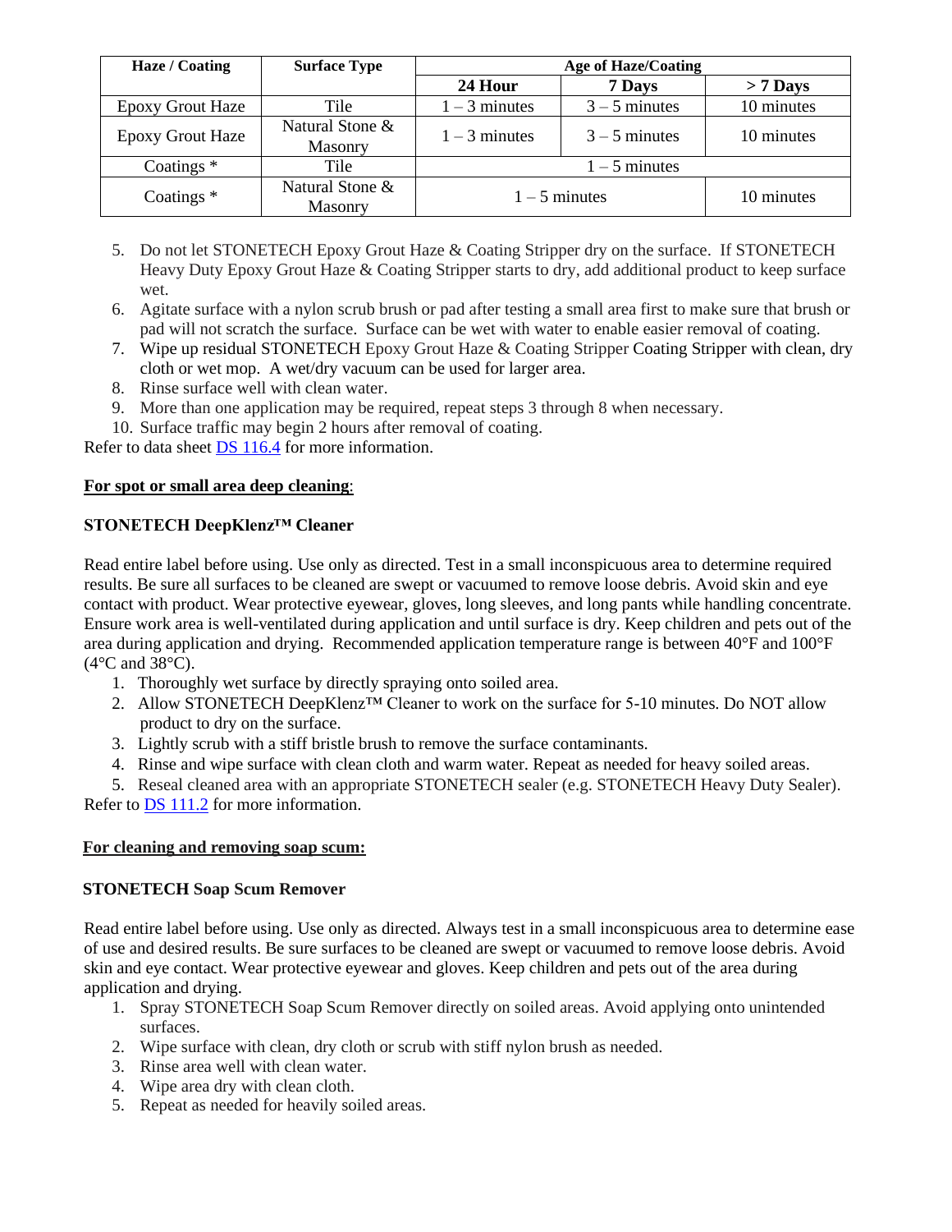| Haze / Coating | Surface Type | Age of Haze/Coating | | |
|---|---|---|---|---|
| | | 24 Hour | 7 Days | > 7 Days |
| Epoxy Grout Haze | Tile | 1 – 3 minutes | 3 – 5 minutes | 10 minutes |
| Epoxy Grout Haze | Natural Stone & Masonry | 1 – 3 minutes | 3 – 5 minutes | 10 minutes |
| Coatings * | Tile | 1 – 5 minutes | | |
| Coatings * | Natural Stone & Masonry | 1 – 5 minutes | | 10 minutes |

5. Do not let STONETECH Epoxy Grout Haze & Coating Stripper dry on the surface. If STONETECH Heavy Duty Epoxy Grout Haze & Coating Stripper starts to dry, add additional product to keep surface wet.
6. Agitate surface with a nylon scrub brush or pad after testing a small area first to make sure that brush or pad will not scratch the surface. Surface can be wet with water to enable easier removal of coating.
7. Wipe up residual STONETECH Epoxy Grout Haze & Coating Stripper Coating Stripper with clean, dry cloth or wet mop. A wet/dry vacuum can be used for larger area.
8. Rinse surface well with clean water.
9. More than one application may be required, repeat steps 3 through 8 when necessary.
10. Surface traffic may begin 2 hours after removal of coating.

Refer to data sheet DS 116.4 for more information.

**For spot or small area deep cleaning**:

**STONETECH DeepKlenz™ Cleaner**

Read entire label before using. Use only as directed. Test in a small inconspicuous area to determine required results. Be sure all surfaces to be cleaned are swept or vacuumed to remove loose debris. Avoid skin and eye contact with product. Wear protective eyewear, gloves, long sleeves, and long pants while handling concentrate. Ensure work area is well-ventilated during application and until surface is dry. Keep children and pets out of the area during application and drying. Recommended application temperature range is between 40°F and 100°F (4°C and 38°C).

1. Thoroughly wet surface by directly spraying onto soiled area.
2. Allow STONETECH DeepKlenz™ Cleaner to work on the surface for 5-10 minutes. Do NOT allow product to dry on the surface.
3. Lightly scrub with a stiff bristle brush to remove the surface contaminants.
4. Rinse and wipe surface with clean cloth and warm water. Repeat as needed for heavy soiled areas.
5. Reseal cleaned area with an appropriate STONETECH sealer (e.g. STONETECH Heavy Duty Sealer).

Refer to DS 111.2 for more information.

**For cleaning and removing soap scum:**

**STONETECH Soap Scum Remover**

Read entire label before using. Use only as directed. Always test in a small inconspicuous area to determine ease of use and desired results. Be sure surfaces to be cleaned are swept or vacuumed to remove loose debris. Avoid skin and eye contact. Wear protective eyewear and gloves. Keep children and pets out of the area during application and drying.

1. Spray STONETECH Soap Scum Remover directly on soiled areas. Avoid applying onto unintended surfaces.
2. Wipe surface with clean, dry cloth or scrub with stiff nylon brush as needed.
3. Rinse area well with clean water.
4. Wipe area dry with clean cloth.
5. Repeat as needed for heavily soiled areas.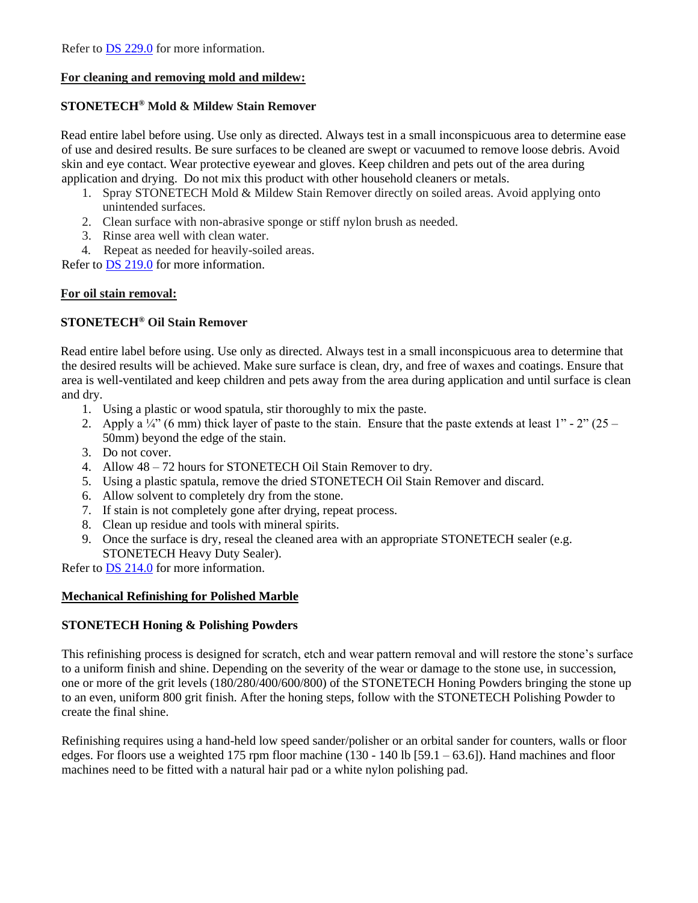Refer to DS 229.0 for more information.

**For cleaning and removing mold and mildew:**

**STONETECH® Mold & Mildew Stain Remover**

Read entire label before using. Use only as directed. Always test in a small inconspicuous area to determine ease of use and desired results. Be sure surfaces to be cleaned are swept or vacuumed to remove loose debris. Avoid skin and eye contact. Wear protective eyewear and gloves. Keep children and pets out of the area during application and drying. Do not mix this product with other household cleaners or metals.

1. Spray STONETECH Mold & Mildew Stain Remover directly on soiled areas. Avoid applying onto unintended surfaces.
2. Clean surface with non-abrasive sponge or stiff nylon brush as needed.
3. Rinse area well with clean water.
4. Repeat as needed for heavily-soiled areas.

Refer to DS 219.0 for more information.

**For oil stain removal:**

**STONETECH® Oil Stain Remover**

Read entire label before using. Use only as directed. Always test in a small inconspicuous area to determine that the desired results will be achieved. Make sure surface is clean, dry, and free of waxes and coatings. Ensure that area is well-ventilated and keep children and pets away from the area during application and until surface is clean and dry.

1. Using a plastic or wood spatula, stir thoroughly to mix the paste.
2. Apply a ¼" (6 mm) thick layer of paste to the stain. Ensure that the paste extends at least 1" - 2" (25 – 50mm) beyond the edge of the stain.
3. Do not cover.
4. Allow 48 – 72 hours for STONETECH Oil Stain Remover to dry.
5. Using a plastic spatula, remove the dried STONETECH Oil Stain Remover and discard.
6. Allow solvent to completely dry from the stone.
7. If stain is not completely gone after drying, repeat process.
8. Clean up residue and tools with mineral spirits.
9. Once the surface is dry, reseal the cleaned area with an appropriate STONETECH sealer (e.g. STONETECH Heavy Duty Sealer).

Refer to DS 214.0 for more information.

**Mechanical Refinishing for Polished Marble**

**STONETECH Honing & Polishing Powders**

This refinishing process is designed for scratch, etch and wear pattern removal and will restore the stone's surface to a uniform finish and shine. Depending on the severity of the wear or damage to the stone use, in succession, one or more of the grit levels (180/280/400/600/800) of the STONETECH Honing Powders bringing the stone up to an even, uniform 800 grit finish. After the honing steps, follow with the STONETECH Polishing Powder to create the final shine.

Refinishing requires using a hand-held low speed sander/polisher or an orbital sander for counters, walls or floor edges. For floors use a weighted 175 rpm floor machine (130 - 140 lb [59.1 – 63.6]). Hand machines and floor machines need to be fitted with a natural hair pad or a white nylon polishing pad.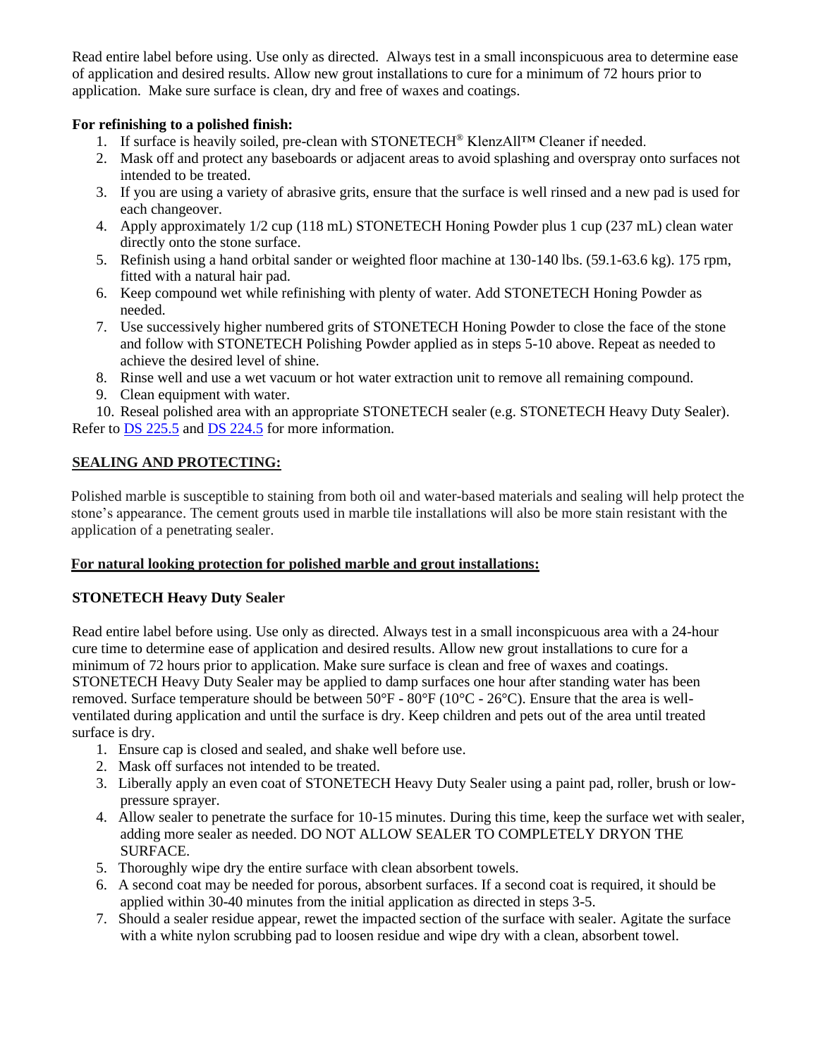Read entire label before using. Use only as directed. Always test in a small inconspicuous area to determine ease of application and desired results. Allow new grout installations to cure for a minimum of 72 hours prior to application. Make sure surface is clean, dry and free of waxes and coatings.

**For refinishing to a polished finish:**

1. If surface is heavily soiled, pre-clean with STONETECH® KlenzAll™ Cleaner if needed.
2. Mask off and protect any baseboards or adjacent areas to avoid splashing and overspray onto surfaces not intended to be treated.
3. If you are using a variety of abrasive grits, ensure that the surface is well rinsed and a new pad is used for each changeover.
4. Apply approximately 1/2 cup (118 mL) STONETECH Honing Powder plus 1 cup (237 mL) clean water directly onto the stone surface.
5. Refinish using a hand orbital sander or weighted floor machine at 130-140 lbs. (59.1-63.6 kg). 175 rpm, fitted with a natural hair pad.
6. Keep compound wet while refinishing with plenty of water. Add STONETECH Honing Powder as needed.
7. Use successively higher numbered grits of STONETECH Honing Powder to close the face of the stone and follow with STONETECH Polishing Powder applied as in steps 5-10 above. Repeat as needed to achieve the desired level of shine.
8. Rinse well and use a wet vacuum or hot water extraction unit to remove all remaining compound.
9. Clean equipment with water.
10. Reseal polished area with an appropriate STONETECH sealer (e.g. STONETECH Heavy Duty Sealer).

Refer to DS 225.5 and DS 224.5 for more information.

## SEALING AND PROTECTING:

Polished marble is susceptible to staining from both oil and water-based materials and sealing will help protect the stone's appearance. The cement grouts used in marble tile installations will also be more stain resistant with the application of a penetrating sealer.

### For natural looking protection for polished marble and grout installations:

**STONETECH Heavy Duty Sealer**

Read entire label before using. Use only as directed. Always test in a small inconspicuous area with a 24-hour cure time to determine ease of application and desired results. Allow new grout installations to cure for a minimum of 72 hours prior to application. Make sure surface is clean and free of waxes and coatings. STONETECH Heavy Duty Sealer may be applied to damp surfaces one hour after standing water has been removed. Surface temperature should be between 50°F - 80°F (10°C - 26°C). Ensure that the area is well-ventilated during application and until the surface is dry. Keep children and pets out of the area until treated surface is dry.

1. Ensure cap is closed and sealed, and shake well before use.
2. Mask off surfaces not intended to be treated.
3. Liberally apply an even coat of STONETECH Heavy Duty Sealer using a paint pad, roller, brush or low-pressure sprayer.
4. Allow sealer to penetrate the surface for 10-15 minutes. During this time, keep the surface wet with sealer, adding more sealer as needed. DO NOT ALLOW SEALER TO COMPLETELY DRYON THE SURFACE.
5. Thoroughly wipe dry the entire surface with clean absorbent towels.
6. A second coat may be needed for porous, absorbent surfaces. If a second coat is required, it should be applied within 30-40 minutes from the initial application as directed in steps 3-5.
7. Should a sealer residue appear, rewet the impacted section of the surface with sealer. Agitate the surface with a white nylon scrubbing pad to loosen residue and wipe dry with a clean, absorbent towel.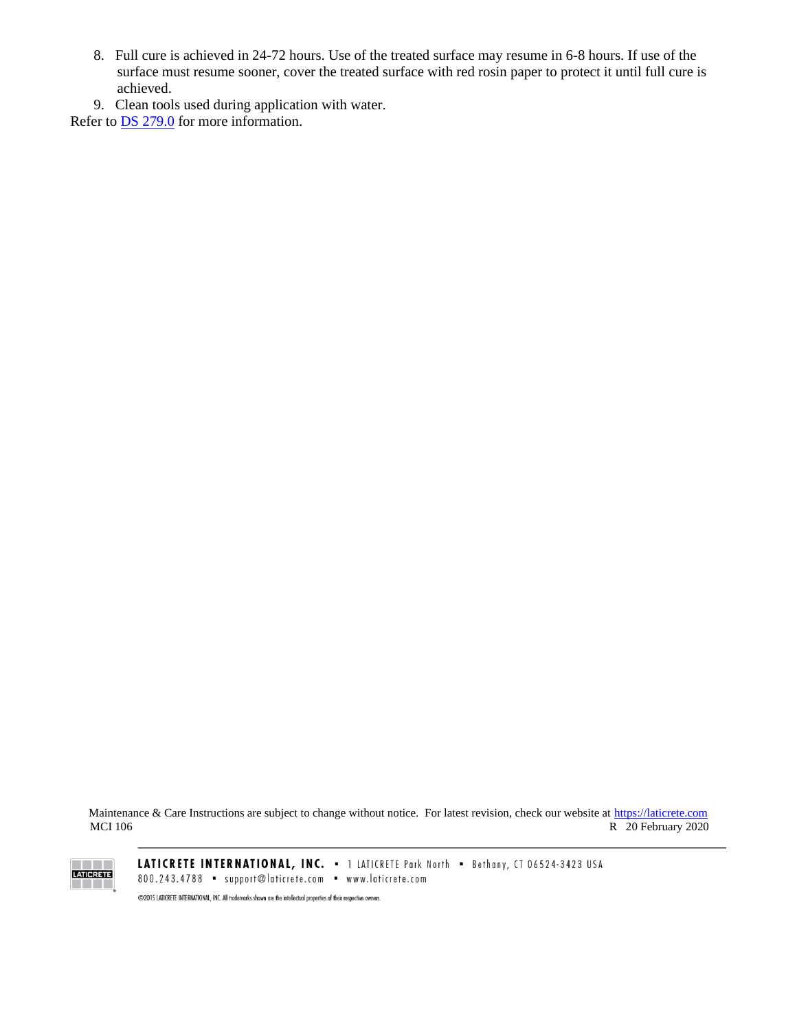8. Full cure is achieved in 24-72 hours. Use of the treated surface may resume in 6-8 hours. If use of the surface must resume sooner, cover the treated surface with red rosin paper to protect it until full cure is achieved.
9. Clean tools used during application with water.

Refer to DS 279.0 for more information.

Maintenance & Care Instructions are subject to change without notice. For latest revision, check our website at https://laticrete.com

MCI 106 R 20 February 2020

**LATICRETE INTERNATIONAL, INC.** ▪ 1 LATICRETE Park North ▪ Bethany, CT 06524-3423 USA
800.243.4788 ▪ support@laticrete.com ▪ www.laticrete.com

©2015 LATICRETE INTERNATIONAL, INC. All trademarks shown are the intellectual properties of their respective owners.